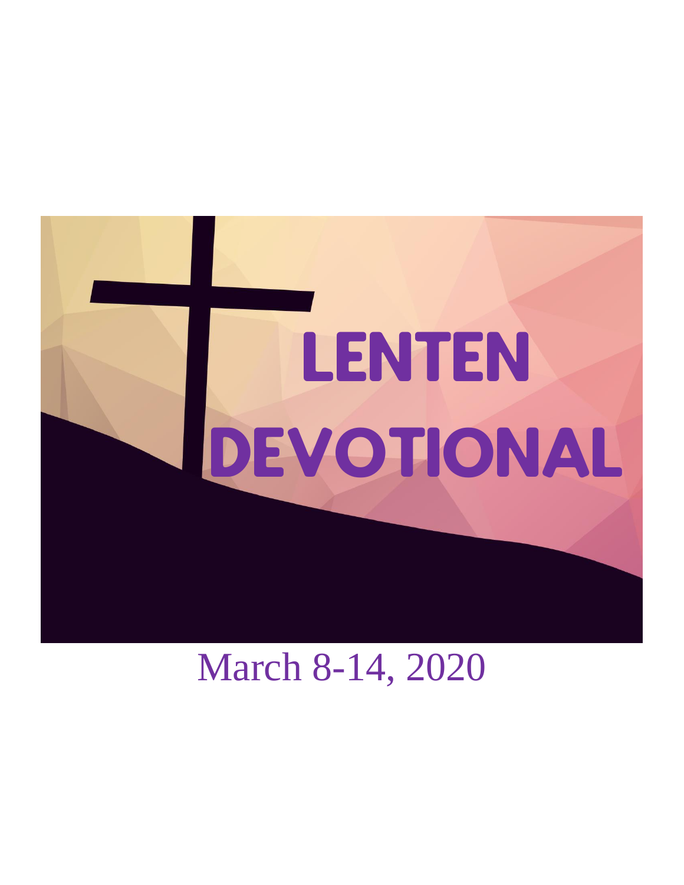# LENTEN DEVOTIONAL

March 8-14, 2020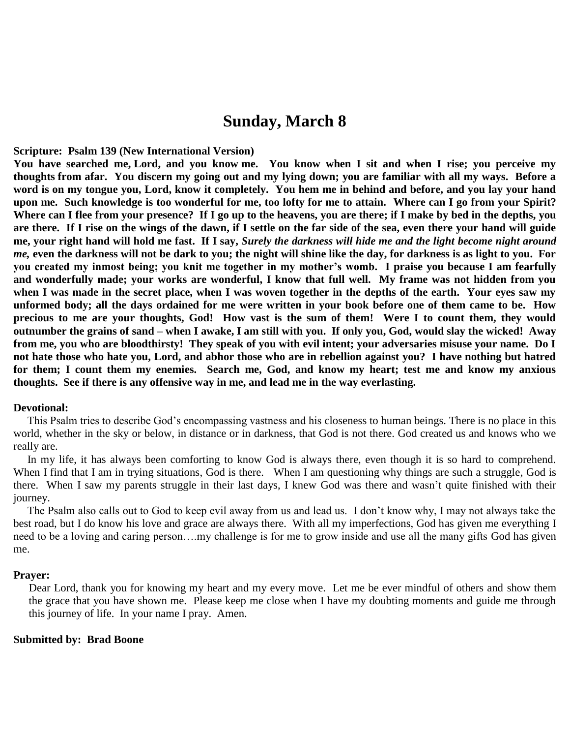# Sunday, March 8

**Scripture: Psalm 139 (New International Version)**

**You have searched me, Lord, and you know me. You know when I sit and when I rise; you perceive my thoughts from afar. You discern my going out and my lying down; you are familiar with all my ways. Before a word is on my tongue you, Lord, know it completely. You hem me in behind and before, and you lay your hand upon me. Such knowledge is too wonderful for me, too lofty for me to attain. Where can I go from your Spirit? Where can I flee from your presence? If I go up to the heavens, you are there; if I make by bed in the depths, you are there. If I rise on the wings of the dawn, if I settle on the far side of the sea, even there your hand will guide me, your right hand will hold me fast. If I say, *Surely the darkness will hide me and the light become night around me,* even the darkness will not be dark to you; the night will shine like the day, for darkness is as light to you. For you created my inmost being; you knit me together in my mother's womb. I praise you because I am fearfully and wonderfully made; your works are wonderful, I know that full well. My frame was not hidden from you when I was made in the secret place, when I was woven together in the depths of the earth. Your eyes saw my unformed body; all the days ordained for me were written in your book before one of them came to be. How precious to me are your thoughts, God! How vast is the sum of them! Were I to count them, they would outnumber the grains of sand – when I awake, I am still with you. If only you, God, would slay the wicked! Away from me, you who are bloodthirsty! They speak of you with evil intent; your adversaries misuse your name. Do I not hate those who hate you, Lord, and abhor those who are in rebellion against you? I have nothing but hatred for them; I count them my enemies. Search me, God, and know my heart; test me and know my anxious thoughts. See if there is any offensive way in me, and lead me in the way everlasting.**

**Devotional:**

This Psalm tries to describe God's encompassing vastness and his closeness to human beings. There is no place in this world, whether in the sky or below, in distance or in darkness, that God is not there. God created us and knows who we really are.

In my life, it has always been comforting to know God is always there, even though it is so hard to comprehend. When I find that I am in trying situations, God is there. When I am questioning why things are such a struggle, God is there. When I saw my parents struggle in their last days, I knew God was there and wasn't quite finished with their journey.

The Psalm also calls out to God to keep evil away from us and lead us. I don't know why, I may not always take the best road, but I do know his love and grace are always there. With all my imperfections, God has given me everything I need to be a loving and caring person….my challenge is for me to grow inside and use all the many gifts God has given me.

**Prayer:**

Dear Lord, thank you for knowing my heart and my every move. Let me be ever mindful of others and show them the grace that you have shown me. Please keep me close when I have my doubting moments and guide me through this journey of life. In your name I pray. Amen.

**Submitted by: Brad Boone**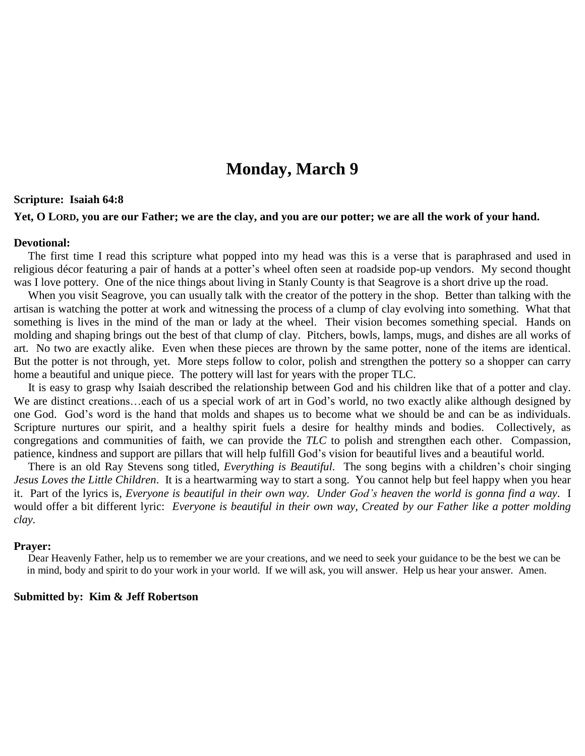# Monday, March 9

**Scripture: Isaiah 64:8**

**Yet, O LORD, you are our Father; we are the clay, and you are our potter; we are all the work of your hand.**

**Devotional:**

The first time I read this scripture what popped into my head was this is a verse that is paraphrased and used in religious décor featuring a pair of hands at a potter's wheel often seen at roadside pop-up vendors. My second thought was I love pottery. One of the nice things about living in Stanly County is that Seagrove is a short drive up the road.

When you visit Seagrove, you can usually talk with the creator of the pottery in the shop. Better than talking with the artisan is watching the potter at work and witnessing the process of a clump of clay evolving into something. What that something is lives in the mind of the man or lady at the wheel. Their vision becomes something special. Hands on molding and shaping brings out the best of that clump of clay. Pitchers, bowls, lamps, mugs, and dishes are all works of art. No two are exactly alike. Even when these pieces are thrown by the same potter, none of the items are identical. But the potter is not through, yet. More steps follow to color, polish and strengthen the pottery so a shopper can carry home a beautiful and unique piece. The pottery will last for years with the proper TLC.

It is easy to grasp why Isaiah described the relationship between God and his children like that of a potter and clay. We are distinct creations…each of us a special work of art in God's world, no two exactly alike although designed by one God. God's word is the hand that molds and shapes us to become what we should be and can be as individuals. Scripture nurtures our spirit, and a healthy spirit fuels a desire for healthy minds and bodies. Collectively, as congregations and communities of faith, we can provide the *TLC* to polish and strengthen each other. Compassion, patience, kindness and support are pillars that will help fulfill God's vision for beautiful lives and a beautiful world.

There is an old Ray Stevens song titled, *Everything is Beautiful*. The song begins with a children's choir singing *Jesus Loves the Little Children*. It is a heartwarming way to start a song. You cannot help but feel happy when you hear it. Part of the lyrics is, *Everyone is beautiful in their own way. Under God's heaven the world is gonna find a way*. I would offer a bit different lyric: *Everyone is beautiful in their own way, Created by our Father like a potter molding clay*.

**Prayer:**

Dear Heavenly Father, help us to remember we are your creations, and we need to seek your guidance to be the best we can be in mind, body and spirit to do your work in your world. If we will ask, you will answer. Help us hear your answer. Amen.

**Submitted by: Kim & Jeff Robertson**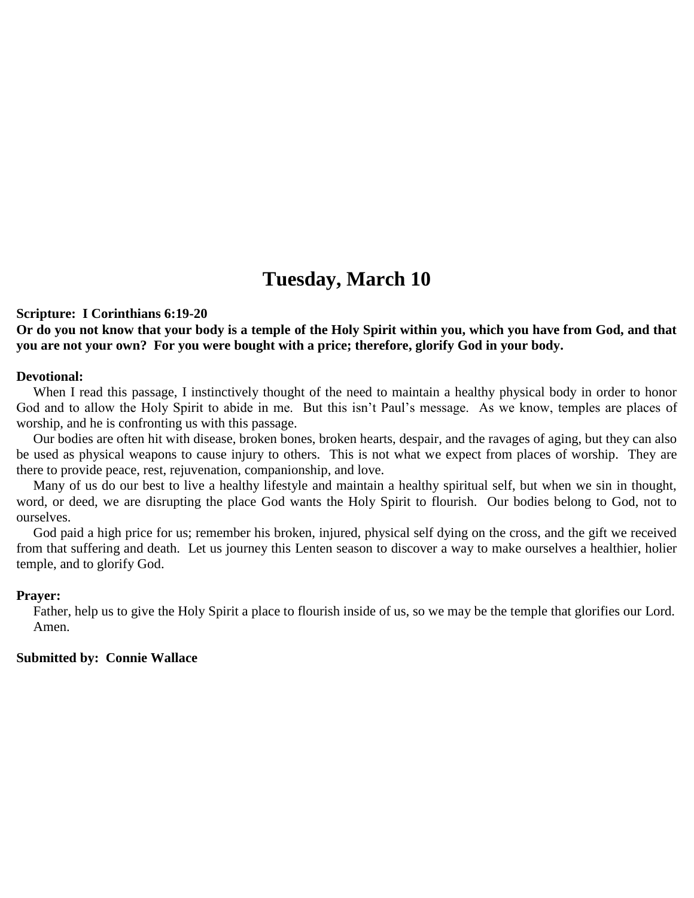# Tuesday, March 10

**Scripture: I Corinthians 6:19-20**

**Or do you not know that your body is a temple of the Holy Spirit within you, which you have from God, and that you are not your own? For you were bought with a price; therefore, glorify God in your body.**

**Devotional:**

When I read this passage, I instinctively thought of the need to maintain a healthy physical body in order to honor God and to allow the Holy Spirit to abide in me. But this isn't Paul's message. As we know, temples are places of worship, and he is confronting us with this passage.

Our bodies are often hit with disease, broken bones, broken hearts, despair, and the ravages of aging, but they can also be used as physical weapons to cause injury to others. This is not what we expect from places of worship. They are there to provide peace, rest, rejuvenation, companionship, and love.

Many of us do our best to live a healthy lifestyle and maintain a healthy spiritual self, but when we sin in thought, word, or deed, we are disrupting the place God wants the Holy Spirit to flourish. Our bodies belong to God, not to ourselves.

God paid a high price for us; remember his broken, injured, physical self dying on the cross, and the gift we received from that suffering and death. Let us journey this Lenten season to discover a way to make ourselves a healthier, holier temple, and to glorify God.

**Prayer:**

Father, help us to give the Holy Spirit a place to flourish inside of us, so we may be the temple that glorifies our Lord. Amen.

**Submitted by: Connie Wallace**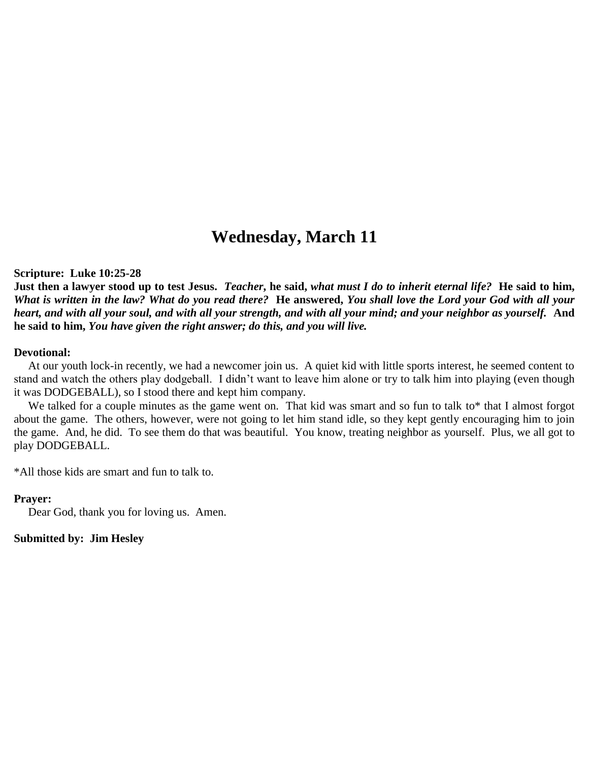# Wednesday, March 11

**Scripture: Luke 10:25-28**

**Just then a lawyer stood up to test Jesus.** ***Teacher***, **he said,** ***what must I do to inherit eternal life?*** **He said to him,** ***What is written in the law? What do you read there?*** **He answered,** ***You shall love the Lord your God with all your heart, and with all your soul, and with all your strength, and with all your mind; and your neighbor as yourself.*** **And he said to him,** ***You have given the right answer; do this, and you will live.***

**Devotional:**

At our youth lock-in recently, we had a newcomer join us. A quiet kid with little sports interest, he seemed content to stand and watch the others play dodgeball. I didn't want to leave him alone or try to talk him into playing (even though it was DODGEBALL), so I stood there and kept him company.

We talked for a couple minutes as the game went on. That kid was smart and so fun to talk to* that I almost forgot about the game. The others, however, were not going to let him stand idle, so they kept gently encouraging him to join the game. And, he did. To see them do that was beautiful. You know, treating neighbor as yourself. Plus, we all got to play DODGEBALL.

*All those kids are smart and fun to talk to.

**Prayer:**

Dear God, thank you for loving us. Amen.

**Submitted by: Jim Hesley**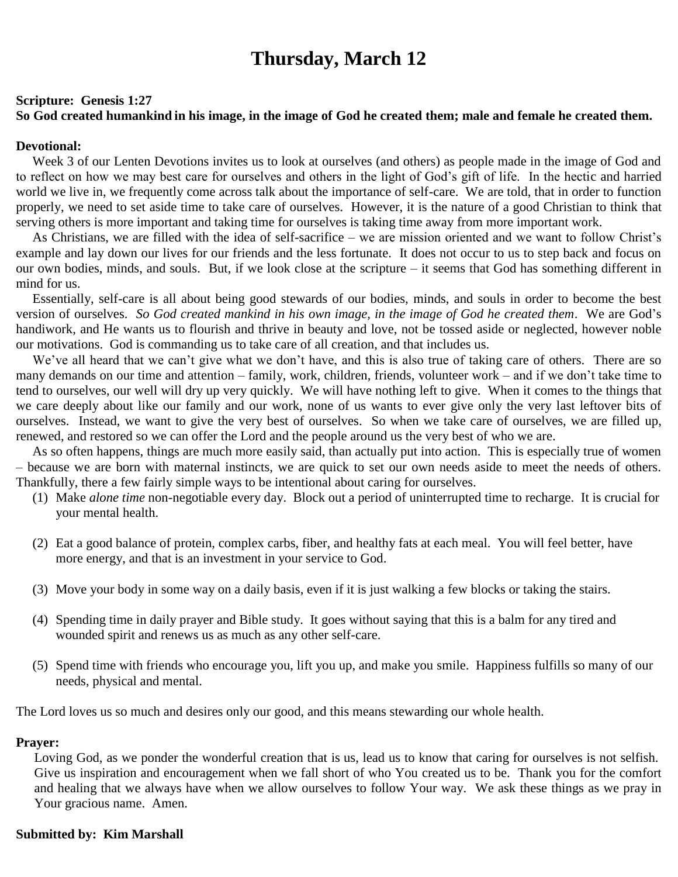# Thursday, March 12

**Scripture: Genesis 1:27**
**So God created humankind in his image, in the image of God he created them; male and female he created them.**

**Devotional:**

Week 3 of our Lenten Devotions invites us to look at ourselves (and others) as people made in the image of God and to reflect on how we may best care for ourselves and others in the light of God's gift of life. In the hectic and harried world we live in, we frequently come across talk about the importance of self-care. We are told, that in order to function properly, we need to set aside time to take care of ourselves. However, it is the nature of a good Christian to think that serving others is more important and taking time for ourselves is taking time away from more important work.

As Christians, we are filled with the idea of self-sacrifice – we are mission oriented and we want to follow Christ's example and lay down our lives for our friends and the less fortunate. It does not occur to us to step back and focus on our own bodies, minds, and souls. But, if we look close at the scripture – it seems that God has something different in mind for us.

Essentially, self-care is all about being good stewards of our bodies, minds, and souls in order to become the best version of ourselves. *So God created mankind in his own image, in the image of God he created them*. We are God's handiwork, and He wants us to flourish and thrive in beauty and love, not be tossed aside or neglected, however noble our motivations. God is commanding us to take care of all creation, and that includes us.

We've all heard that we can't give what we don't have, and this is also true of taking care of others. There are so many demands on our time and attention – family, work, children, friends, volunteer work – and if we don't take time to tend to ourselves, our well will dry up very quickly. We will have nothing left to give. When it comes to the things that we care deeply about like our family and our work, none of us wants to ever give only the very last leftover bits of ourselves. Instead, we want to give the very best of ourselves. So when we take care of ourselves, we are filled up, renewed, and restored so we can offer the Lord and the people around us the very best of who we are.

As so often happens, things are much more easily said, than actually put into action. This is especially true of women – because we are born with maternal instincts, we are quick to set our own needs aside to meet the needs of others. Thankfully, there a few fairly simple ways to be intentional about caring for ourselves.

(1) Make *alone time* non-negotiable every day. Block out a period of uninterrupted time to recharge. It is crucial for your mental health.

(2) Eat a good balance of protein, complex carbs, fiber, and healthy fats at each meal. You will feel better, have more energy, and that is an investment in your service to God.

(3) Move your body in some way on a daily basis, even if it is just walking a few blocks or taking the stairs.

(4) Spending time in daily prayer and Bible study. It goes without saying that this is a balm for any tired and wounded spirit and renews us as much as any other self-care.

(5) Spend time with friends who encourage you, lift you up, and make you smile. Happiness fulfills so many of our needs, physical and mental.

The Lord loves us so much and desires only our good, and this means stewarding our whole health.

**Prayer:**

Loving God, as we ponder the wonderful creation that is us, lead us to know that caring for ourselves is not selfish. Give us inspiration and encouragement when we fall short of who You created us to be. Thank you for the comfort and healing that we always have when we allow ourselves to follow Your way. We ask these things as we pray in Your gracious name. Amen.

**Submitted by: Kim Marshall**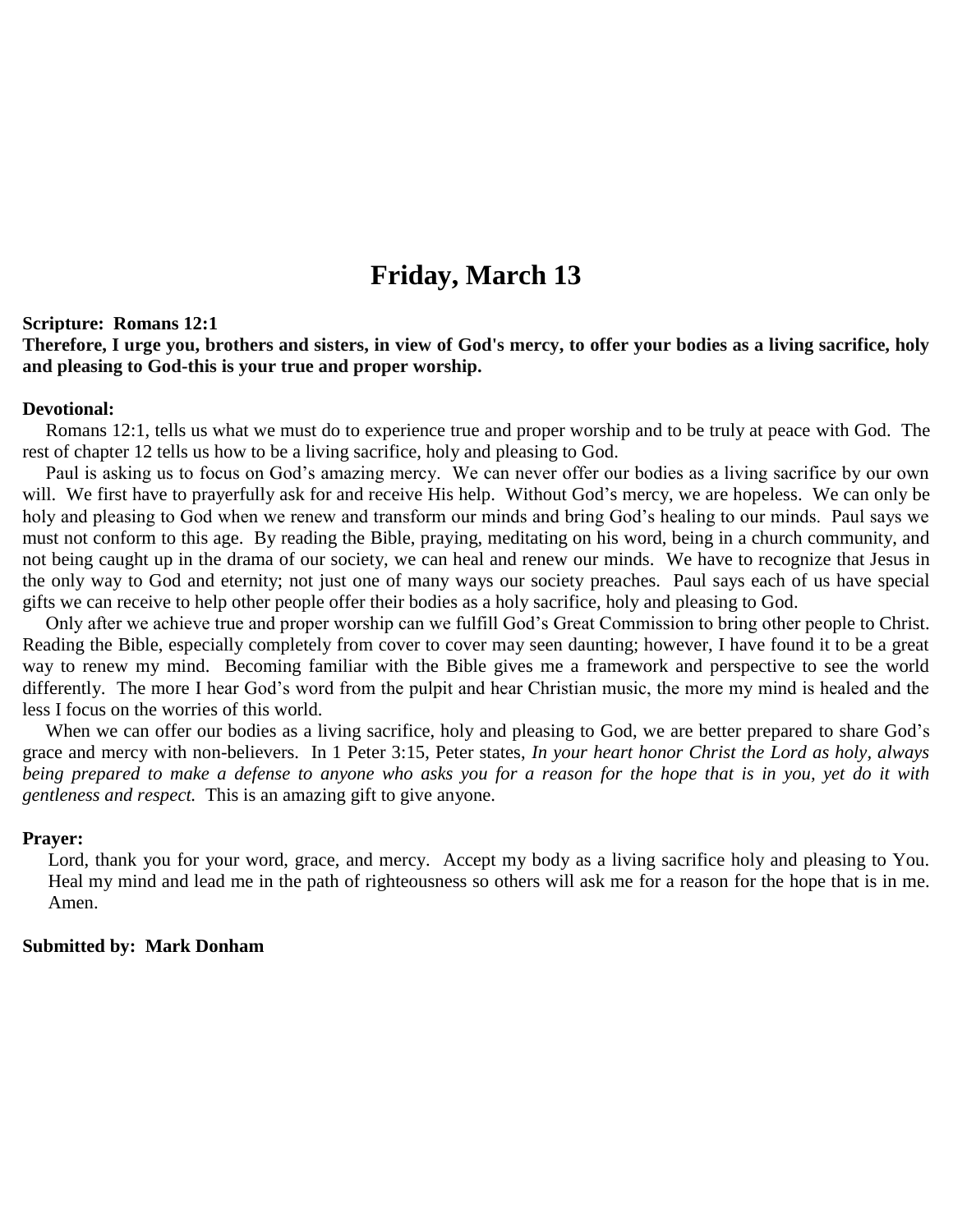# Friday, March 13

**Scripture: Romans 12:1**

**Therefore, I urge you, brothers and sisters, in view of God's mercy, to offer your bodies as a living sacrifice, holy and pleasing to God-this is your true and proper worship.**

**Devotional:**

Romans 12:1, tells us what we must do to experience true and proper worship and to be truly at peace with God. The rest of chapter 12 tells us how to be a living sacrifice, holy and pleasing to God.

Paul is asking us to focus on God's amazing mercy. We can never offer our bodies as a living sacrifice by our own will. We first have to prayerfully ask for and receive His help. Without God's mercy, we are hopeless. We can only be holy and pleasing to God when we renew and transform our minds and bring God's healing to our minds. Paul says we must not conform to this age. By reading the Bible, praying, meditating on his word, being in a church community, and not being caught up in the drama of our society, we can heal and renew our minds. We have to recognize that Jesus in the only way to God and eternity; not just one of many ways our society preaches. Paul says each of us have special gifts we can receive to help other people offer their bodies as a holy sacrifice, holy and pleasing to God.

Only after we achieve true and proper worship can we fulfill God's Great Commission to bring other people to Christ. Reading the Bible, especially completely from cover to cover may seen daunting; however, I have found it to be a great way to renew my mind. Becoming familiar with the Bible gives me a framework and perspective to see the world differently. The more I hear God's word from the pulpit and hear Christian music, the more my mind is healed and the less I focus on the worries of this world.

When we can offer our bodies as a living sacrifice, holy and pleasing to God, we are better prepared to share God's grace and mercy with non-believers. In 1 Peter 3:15, Peter states, *In your heart honor Christ the Lord as holy, always being prepared to make a defense to anyone who asks you for a reason for the hope that is in you, yet do it with gentleness and respect.* This is an amazing gift to give anyone.

**Prayer:**

Lord, thank you for your word, grace, and mercy. Accept my body as a living sacrifice holy and pleasing to You. Heal my mind and lead me in the path of righteousness so others will ask me for a reason for the hope that is in me. Amen.

**Submitted by: Mark Donham**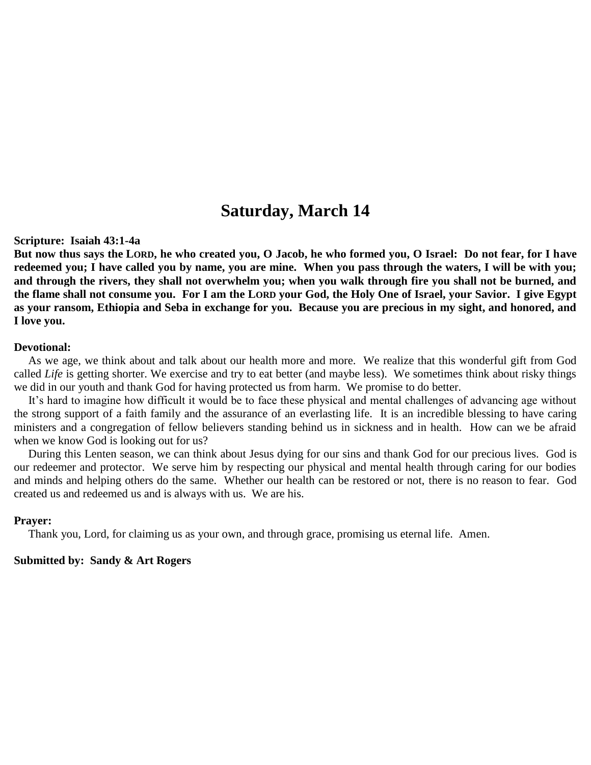# Saturday, March 14

**Scripture: Isaiah 43:1-4a**

**But now thus says the LORD, he who created you, O Jacob, he who formed you, O Israel: Do not fear, for I have redeemed you; I have called you by name, you are mine. When you pass through the waters, I will be with you; and through the rivers, they shall not overwhelm you; when you walk through fire you shall not be burned, and the flame shall not consume you. For I am the LORD your God, the Holy One of Israel, your Savior. I give Egypt as your ransom, Ethiopia and Seba in exchange for you. Because you are precious in my sight, and honored, and I love you.**

**Devotional:**

As we age, we think about and talk about our health more and more. We realize that this wonderful gift from God called *Life* is getting shorter. We exercise and try to eat better (and maybe less). We sometimes think about risky things we did in our youth and thank God for having protected us from harm. We promise to do better.

It's hard to imagine how difficult it would be to face these physical and mental challenges of advancing age without the strong support of a faith family and the assurance of an everlasting life. It is an incredible blessing to have caring ministers and a congregation of fellow believers standing behind us in sickness and in health. How can we be afraid when we know God is looking out for us?

During this Lenten season, we can think about Jesus dying for our sins and thank God for our precious lives. God is our redeemer and protector. We serve him by respecting our physical and mental health through caring for our bodies and minds and helping others do the same. Whether our health can be restored or not, there is no reason to fear. God created us and redeemed us and is always with us. We are his.

**Prayer:**

Thank you, Lord, for claiming us as your own, and through grace, promising us eternal life. Amen.

**Submitted by: Sandy & Art Rogers**